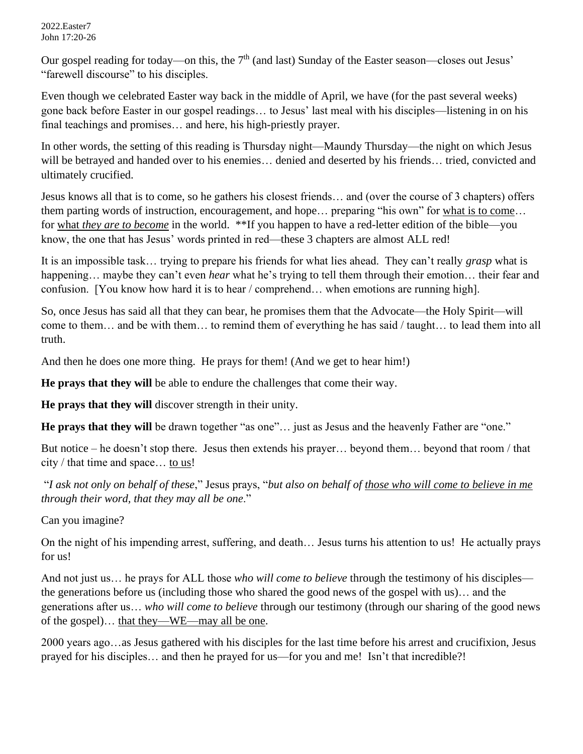2022.Easter7
John 17:20-26

Our gospel reading for today—on this, the 7th (and last) Sunday of the Easter season—closes out Jesus' "farewell discourse" to his disciples.

Even though we celebrated Easter way back in the middle of April, we have (for the past several weeks) gone back before Easter in our gospel readings… to Jesus' last meal with his disciples—listening in on his final teachings and promises… and here, his high-priestly prayer.

In other words, the setting of this reading is Thursday night—Maundy Thursday—the night on which Jesus will be betrayed and handed over to his enemies… denied and deserted by his friends… tried, convicted and ultimately crucified.

Jesus knows all that is to come, so he gathers his closest friends… and (over the course of 3 chapters) offers them parting words of instruction, encouragement, and hope… preparing "his own" for <u>what is to come</u>… for <u>what *they are to become*</u> in the world. **If you happen to have a red-letter edition of the bible—you know, the one that has Jesus' words printed in red—these 3 chapters are almost ALL red!

It is an impossible task… trying to prepare his friends for what lies ahead. They can't really *grasp* what is happening… maybe they can't even *hear* what he's trying to tell them through their emotion… their fear and confusion. [You know how hard it is to hear / comprehend… when emotions are running high].

So, once Jesus has said all that they can bear, he promises them that the Advocate—the Holy Spirit—will come to them… and be with them… to remind them of everything he has said / taught… to lead them into all truth.

And then he does one more thing. He prays for them! (And we get to hear him!)

**He prays that they will** be able to endure the challenges that come their way.

**He prays that they will** discover strength in their unity.

**He prays that they will** be drawn together "as one"… just as Jesus and the heavenly Father are "one."

But notice – he doesn't stop there. Jesus then extends his prayer… beyond them… beyond that room / that city / that time and space… <u>to us</u>!

"*I ask not only on behalf of these*," Jesus prays, "*but also on behalf of <u>those who will come to believe in me</u> through their word, that they may all be one*."

Can you imagine?

On the night of his impending arrest, suffering, and death… Jesus turns his attention to us! He actually prays for us!

And not just us… he prays for ALL those *who will come to believe* through the testimony of his disciples—the generations before us (including those who shared the good news of the gospel with us)… and the generations after us… *who will come to believe* through our testimony (through our sharing of the good news of the gospel)… <u>that they—WE—may all be one</u>.

2000 years ago…as Jesus gathered with his disciples for the last time before his arrest and crucifixion, Jesus prayed for his disciples… and then he prayed for us—for you and me! Isn't that incredible?!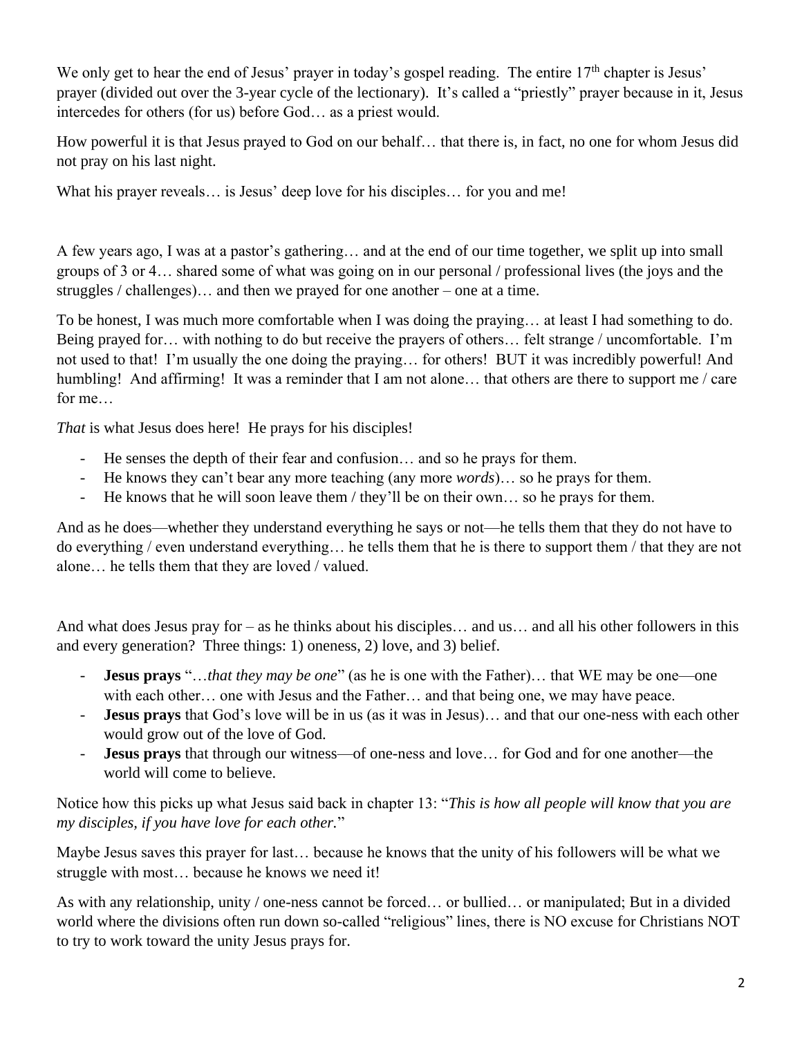We only get to hear the end of Jesus' prayer in today's gospel reading. The entire 17[th] chapter is Jesus' prayer (divided out over the 3-year cycle of the lectionary). It's called a "priestly" prayer because in it, Jesus intercedes for others (for us) before God… as a priest would.

How powerful it is that Jesus prayed to God on our behalf… that there is, in fact, no one for whom Jesus did not pray on his last night.

What his prayer reveals… is Jesus' deep love for his disciples… for you and me!

A few years ago, I was at a pastor's gathering… and at the end of our time together, we split up into small groups of 3 or 4… shared some of what was going on in our personal / professional lives (the joys and the struggles / challenges)… and then we prayed for one another – one at a time.

To be honest, I was much more comfortable when I was doing the praying… at least I had something to do. Being prayed for… with nothing to do but receive the prayers of others… felt strange / uncomfortable. I'm not used to that! I'm usually the one doing the praying… for others! BUT it was incredibly powerful! And humbling! And affirming! It was a reminder that I am not alone… that others are there to support me / care for me…

*That* is what Jesus does here! He prays for his disciples!

- He senses the depth of their fear and confusion… and so he prays for them.
- He knows they can't bear any more teaching (any more *words*)… so he prays for them.
- He knows that he will soon leave them / they'll be on their own… so he prays for them.

And as he does—whether they understand everything he says or not—he tells them that they do not have to do everything / even understand everything… he tells them that he is there to support them / that they are not alone… he tells them that they are loved / valued.

And what does Jesus pray for – as he thinks about his disciples… and us… and all his other followers in this and every generation? Three things: 1) oneness, 2) love, and 3) belief.

- **Jesus prays** "*…that they may be one*" (as he is one with the Father)… that WE may be one—one with each other… one with Jesus and the Father… and that being one, we may have peace.
- **Jesus prays** that God's love will be in us (as it was in Jesus)… and that our one-ness with each other would grow out of the love of God.
- **Jesus prays** that through our witness—of one-ness and love… for God and for one another—the world will come to believe.

Notice how this picks up what Jesus said back in chapter 13: "*This is how all people will know that you are my disciples, if you have love for each other.*"

Maybe Jesus saves this prayer for last… because he knows that the unity of his followers will be what we struggle with most… because he knows we need it!

As with any relationship, unity / one-ness cannot be forced… or bullied… or manipulated; But in a divided world where the divisions often run down so-called "religious" lines, there is NO excuse for Christians NOT to try to work toward the unity Jesus prays for.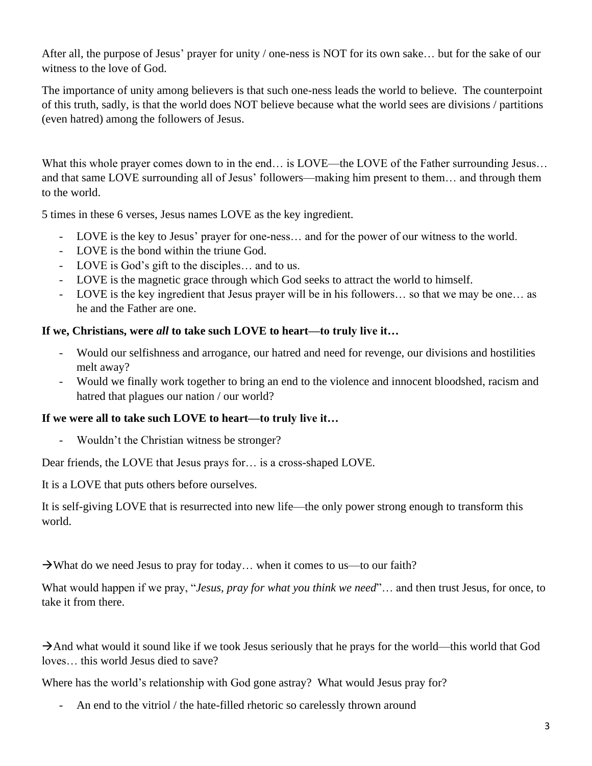After all, the purpose of Jesus' prayer for unity / one-ness is NOT for its own sake… but for the sake of our witness to the love of God.

The importance of unity among believers is that such one-ness leads the world to believe. The counterpoint of this truth, sadly, is that the world does NOT believe because what the world sees are divisions / partitions (even hatred) among the followers of Jesus.

What this whole prayer comes down to in the end… is LOVE—the LOVE of the Father surrounding Jesus… and that same LOVE surrounding all of Jesus' followers—making him present to them… and through them to the world.

5 times in these 6 verses, Jesus names LOVE as the key ingredient.

- LOVE is the key to Jesus' prayer for one-ness… and for the power of our witness to the world.
- LOVE is the bond within the triune God.
- LOVE is God's gift to the disciples… and to us.
- LOVE is the magnetic grace through which God seeks to attract the world to himself.
- LOVE is the key ingredient that Jesus prayer will be in his followers… so that we may be one… as he and the Father are one.

**If we, Christians, were *all* to take such LOVE to heart—to truly live it…**

- Would our selfishness and arrogance, our hatred and need for revenge, our divisions and hostilities melt away?
- Would we finally work together to bring an end to the violence and innocent bloodshed, racism and hatred that plagues our nation / our world?

**If we were all to take such LOVE to heart—to truly live it…**

- Wouldn't the Christian witness be stronger?

Dear friends, the LOVE that Jesus prays for… is a cross-shaped LOVE.

It is a LOVE that puts others before ourselves.

It is self-giving LOVE that is resurrected into new life—the only power strong enough to transform this world.

→What do we need Jesus to pray for today… when it comes to us—to our faith?

What would happen if we pray, "*Jesus, pray for what you think we need*"… and then trust Jesus, for once, to take it from there.

→And what would it sound like if we took Jesus seriously that he prays for the world—this world that God loves… this world Jesus died to save?

Where has the world's relationship with God gone astray? What would Jesus pray for?

- An end to the vitriol / the hate-filled rhetoric so carelessly thrown around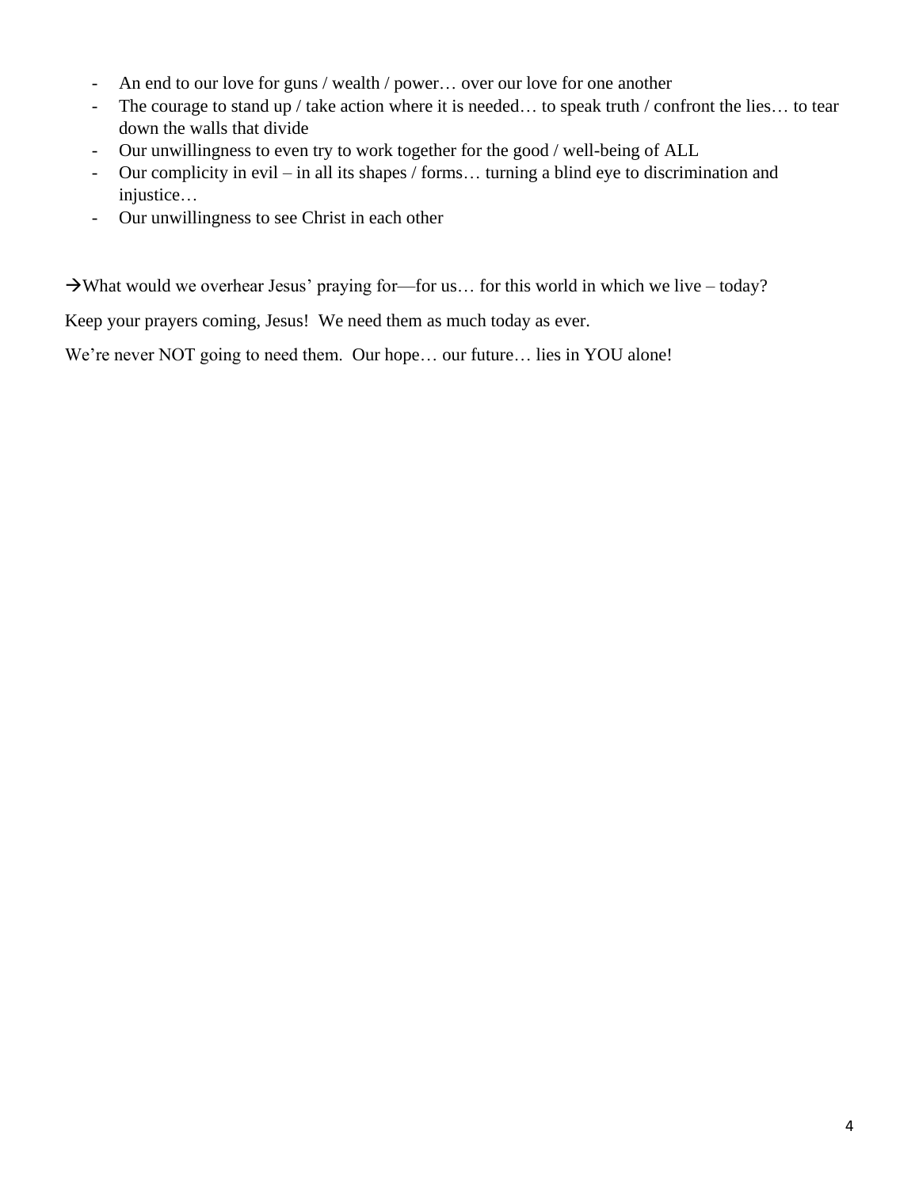- An end to our love for guns / wealth / power… over our love for one another
- The courage to stand up / take action where it is needed… to speak truth / confront the lies… to tear down the walls that divide
- Our unwillingness to even try to work together for the good / well-being of ALL
- Our complicity in evil – in all its shapes / forms… turning a blind eye to discrimination and injustice…
- Our unwillingness to see Christ in each other

→What would we overhear Jesus' praying for—for us… for this world in which we live – today?

Keep your prayers coming, Jesus! We need them as much today as ever.

We're never NOT going to need them. Our hope… our future… lies in YOU alone!